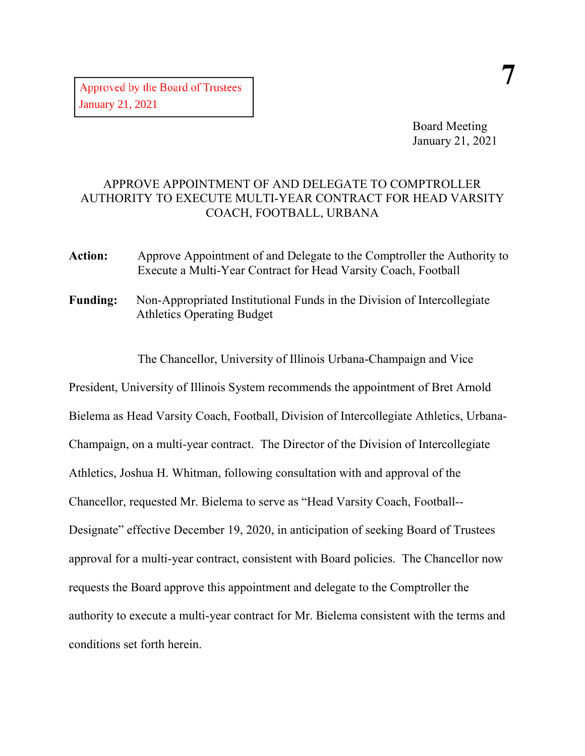Approved by the Board of Trustees
January 21, 2021

**7**

Board Meeting
January 21, 2021

# APPROVE APPOINTMENT OF AND DELEGATE TO COMPTROLLER AUTHORITY TO EXECUTE MULTI-YEAR CONTRACT FOR HEAD VARSITY COACH, FOOTBALL, URBANA

**Action:** Approve Appointment of and Delegate to the Comptroller the Authority to Execute a Multi-Year Contract for Head Varsity Coach, Football

**Funding:** Non-Appropriated Institutional Funds in the Division of Intercollegiate Athletics Operating Budget

The Chancellor, University of Illinois Urbana-Champaign and Vice President, University of Illinois System recommends the appointment of Bret Arnold Bielema as Head Varsity Coach, Football, Division of Intercollegiate Athletics, Urbana-Champaign, on a multi-year contract. The Director of the Division of Intercollegiate Athletics, Joshua H. Whitman, following consultation with and approval of the Chancellor, requested Mr. Bielema to serve as "Head Varsity Coach, Football--Designate" effective December 19, 2020, in anticipation of seeking Board of Trustees approval for a multi-year contract, consistent with Board policies. The Chancellor now requests the Board approve this appointment and delegate to the Comptroller the authority to execute a multi-year contract for Mr. Bielema consistent with the terms and conditions set forth herein.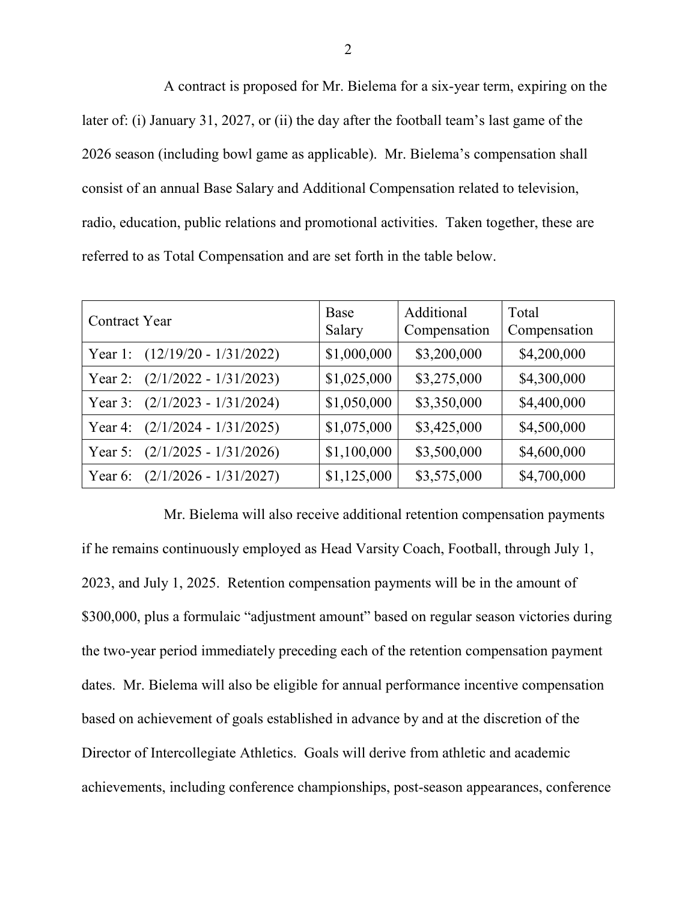A contract is proposed for Mr. Bielema for a six-year term, expiring on the later of: (i) January 31, 2027, or (ii) the day after the football team's last game of the 2026 season (including bowl game as applicable). Mr. Bielema's compensation shall consist of an annual Base Salary and Additional Compensation related to television, radio, education, public relations and promotional activities. Taken together, these are referred to as Total Compensation and are set forth in the table below.

| Contract Year | Base Salary | Additional Compensation | Total Compensation |
|---|---|---|---|
| Year 1: (12/19/20 - 1/31/2022) | $1,000,000 | $3,200,000 | $4,200,000 |
| Year 2: (2/1/2022 - 1/31/2023) | $1,025,000 | $3,275,000 | $4,300,000 |
| Year 3: (2/1/2023 - 1/31/2024) | $1,050,000 | $3,350,000 | $4,400,000 |
| Year 4: (2/1/2024 - 1/31/2025) | $1,075,000 | $3,425,000 | $4,500,000 |
| Year 5: (2/1/2025 - 1/31/2026) | $1,100,000 | $3,500,000 | $4,600,000 |
| Year 6: (2/1/2026 - 1/31/2027) | $1,125,000 | $3,575,000 | $4,700,000 |

Mr. Bielema will also receive additional retention compensation payments if he remains continuously employed as Head Varsity Coach, Football, through July 1, 2023, and July 1, 2025. Retention compensation payments will be in the amount of $300,000, plus a formulaic "adjustment amount" based on regular season victories during the two-year period immediately preceding each of the retention compensation payment dates. Mr. Bielema will also be eligible for annual performance incentive compensation based on achievement of goals established in advance by and at the discretion of the Director of Intercollegiate Athletics. Goals will derive from athletic and academic achievements, including conference championships, post-season appearances, conference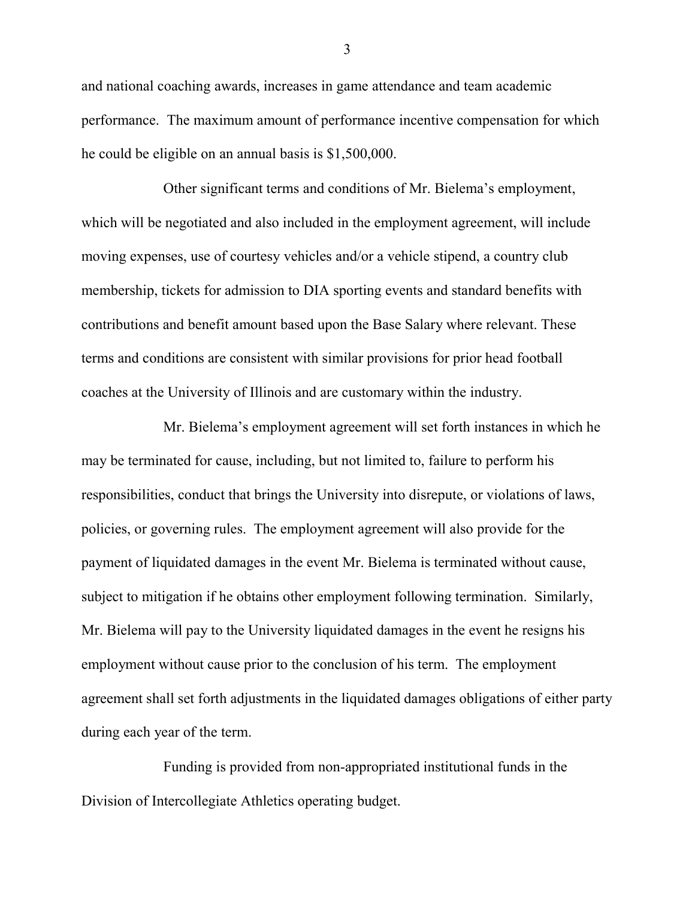and national coaching awards, increases in game attendance and team academic performance. The maximum amount of performance incentive compensation for which he could be eligible on an annual basis is $1,500,000.

Other significant terms and conditions of Mr. Bielema's employment, which will be negotiated and also included in the employment agreement, will include moving expenses, use of courtesy vehicles and/or a vehicle stipend, a country club membership, tickets for admission to DIA sporting events and standard benefits with contributions and benefit amount based upon the Base Salary where relevant. These terms and conditions are consistent with similar provisions for prior head football coaches at the University of Illinois and are customary within the industry.

Mr. Bielema's employment agreement will set forth instances in which he may be terminated for cause, including, but not limited to, failure to perform his responsibilities, conduct that brings the University into disrepute, or violations of laws, policies, or governing rules. The employment agreement will also provide for the payment of liquidated damages in the event Mr. Bielema is terminated without cause, subject to mitigation if he obtains other employment following termination. Similarly, Mr. Bielema will pay to the University liquidated damages in the event he resigns his employment without cause prior to the conclusion of his term. The employment agreement shall set forth adjustments in the liquidated damages obligations of either party during each year of the term.

Funding is provided from non-appropriated institutional funds in the Division of Intercollegiate Athletics operating budget.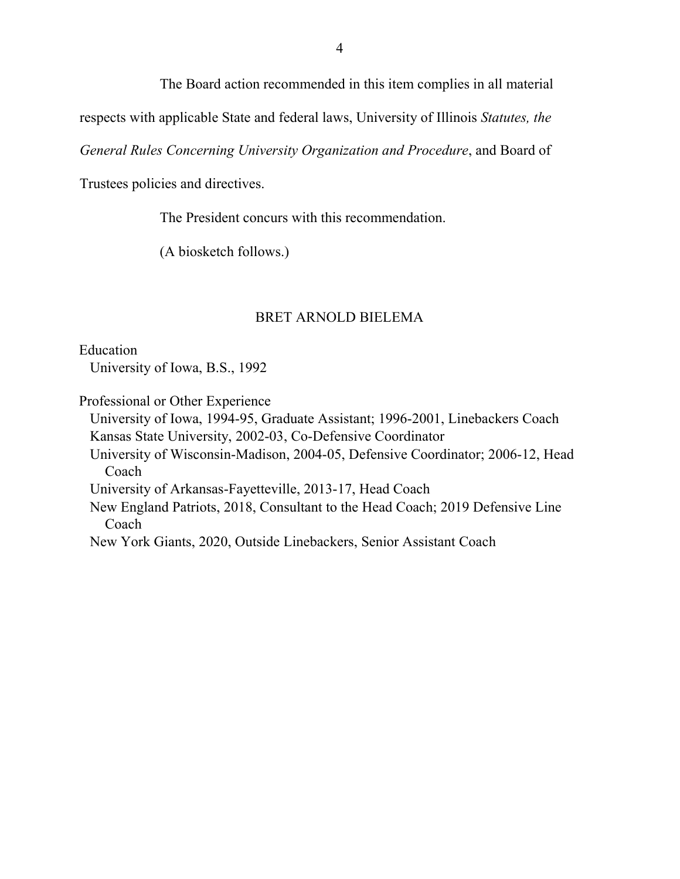The Board action recommended in this item complies in all material respects with applicable State and federal laws, University of Illinois *Statutes, the General Rules Concerning University Organization and Procedure*, and Board of Trustees policies and directives.

The President concurs with this recommendation.

(A biosketch follows.)

## BRET ARNOLD BIELEMA

Education

- University of Iowa, B.S., 1992

Professional or Other Experience

- University of Iowa, 1994-95, Graduate Assistant; 1996-2001, Linebackers Coach
- Kansas State University, 2002-03, Co-Defensive Coordinator
- University of Wisconsin-Madison, 2004-05, Defensive Coordinator; 2006-12, Head Coach
- University of Arkansas-Fayetteville, 2013-17, Head Coach
- New England Patriots, 2018, Consultant to the Head Coach; 2019 Defensive Line Coach
- New York Giants, 2020, Outside Linebackers, Senior Assistant Coach